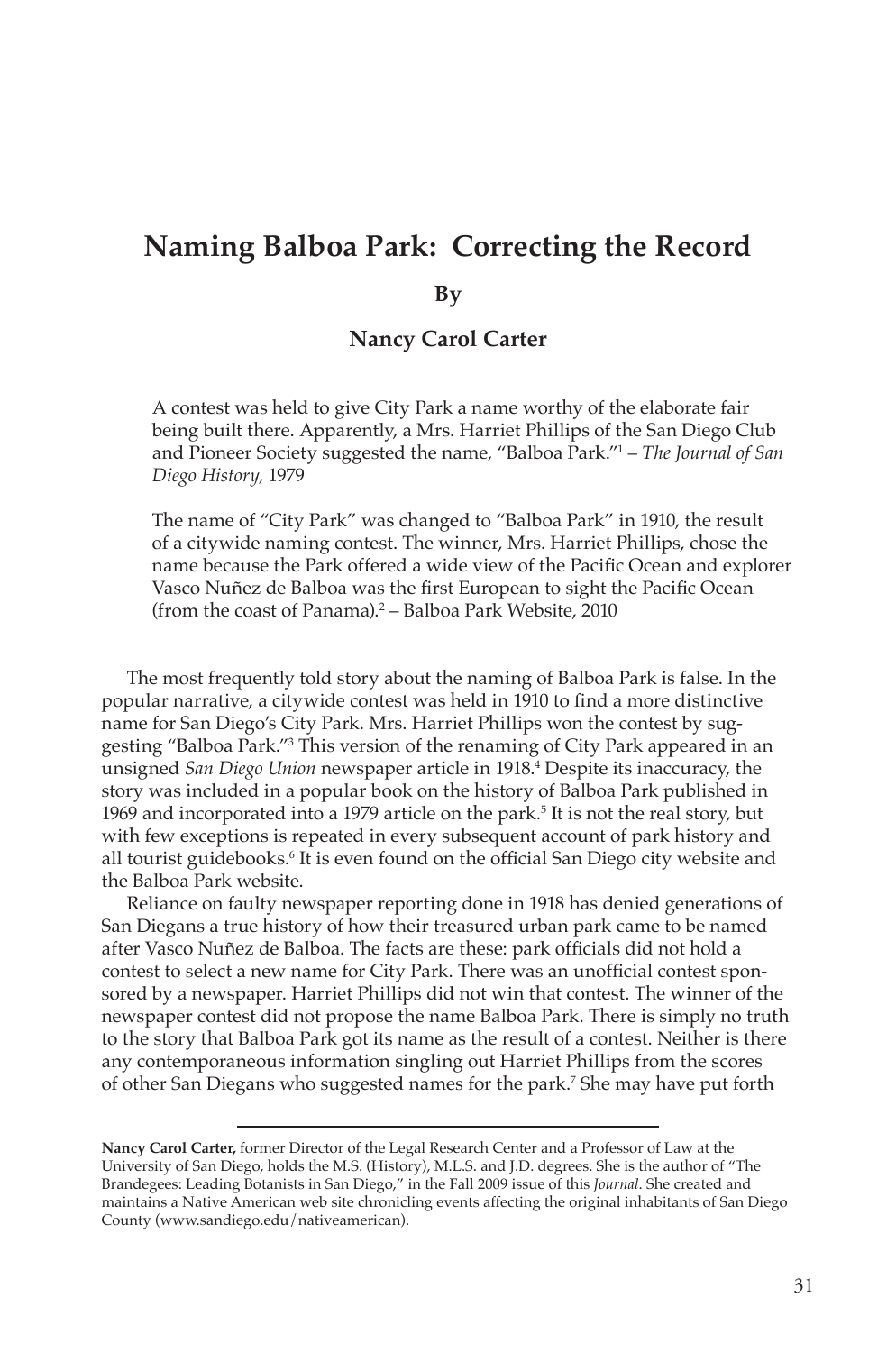# Naming Balboa Park: Correcting the Record

**By**

**Nancy Carol Carter**

> A contest was held to give City Park a name worthy of the elaborate fair being built there. Apparently, a Mrs. Harriet Phillips of the San Diego Club and Pioneer Society suggested the name, "Balboa Park."[1] – *The Journal of San Diego History,* 1979
>
> The name of "City Park" was changed to "Balboa Park" in 1910, the result of a citywide naming contest. The winner, Mrs. Harriet Phillips, chose the name because the Park offered a wide view of the Pacific Ocean and explorer Vasco Nuñez de Balboa was the first European to sight the Pacific Ocean (from the coast of Panama).[2] – Balboa Park Website, 2010

The most frequently told story about the naming of Balboa Park is false. In the popular narrative, a citywide contest was held in 1910 to find a more distinctive name for San Diego's City Park. Mrs. Harriet Phillips won the contest by suggesting "Balboa Park."[3] This version of the renaming of City Park appeared in an unsigned *San Diego Union* newspaper article in 1918.[4] Despite its inaccuracy, the story was included in a popular book on the history of Balboa Park published in 1969 and incorporated into a 1979 article on the park.[5] It is not the real story, but with few exceptions is repeated in every subsequent account of park history and all tourist guidebooks.[6] It is even found on the official San Diego city website and the Balboa Park website.

Reliance on faulty newspaper reporting done in 1918 has denied generations of San Diegans a true history of how their treasured urban park came to be named after Vasco Nuñez de Balboa. The facts are these: park officials did not hold a contest to select a new name for City Park. There was an unofficial contest sponsored by a newspaper. Harriet Phillips did not win that contest. The winner of the newspaper contest did not propose the name Balboa Park. There is simply no truth to the story that Balboa Park got its name as the result of a contest. Neither is there any contemporaneous information singling out Harriet Phillips from the scores of other San Diegans who suggested names for the park.[7] She may have put forth

---

**Nancy Carol Carter,** former Director of the Legal Research Center and a Professor of Law at the University of San Diego, holds the M.S. (History), M.L.S. and J.D. degrees. She is the author of "The Brandegees: Leading Botanists in San Diego," in the Fall 2009 issue of this *Journal*. She created and maintains a Native American web site chronicling events affecting the original inhabitants of San Diego County (www.sandiego.edu/nativeamerican).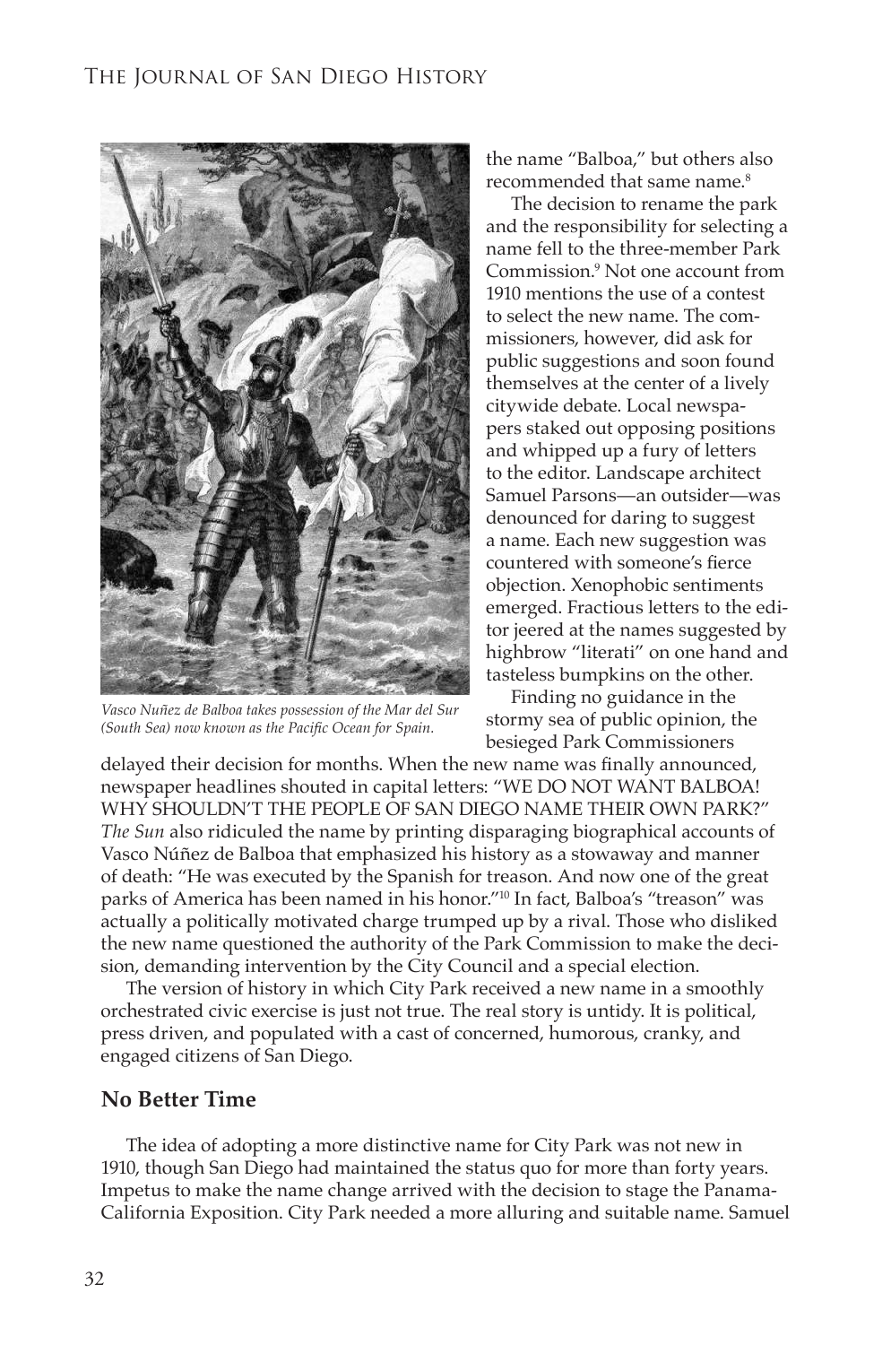the name "Balboa," but others also recommended that same name.[8]

The decision to rename the park and the responsibility for selecting a name fell to the three-member Park Commission.[9] Not one account from 1910 mentions the use of a contest to select the new name. The commissioners, however, did ask for public suggestions and soon found themselves at the center of a lively citywide debate. Local newspapers staked out opposing positions and whipped up a fury of letters to the editor. Landscape architect Samuel Parsons—an outsider—was denounced for daring to suggest a name. Each new suggestion was countered with someone's fierce objection. Xenophobic sentiments emerged. Fractious letters to the editor jeered at the names suggested by highbrow "literati" on one hand and tasteless bumpkins on the other.

*Vasco Nuñez de Balboa takes possession of the Mar del Sur (South Sea) now known as the Pacific Ocean for Spain.*

Finding no guidance in the stormy sea of public opinion, the besieged Park Commissioners delayed their decision for months. When the new name was finally announced, newspaper headlines shouted in capital letters: "WE DO NOT WANT BALBOA! WHY SHOULDN'T THE PEOPLE OF SAN DIEGO NAME THEIR OWN PARK?" *The Sun* also ridiculed the name by printing disparaging biographical accounts of Vasco Núñez de Balboa that emphasized his history as a stowaway and manner of death: "He was executed by the Spanish for treason. And now one of the great parks of America has been named in his honor."[10] In fact, Balboa's "treason" was actually a politically motivated charge trumped up by a rival. Those who disliked the new name questioned the authority of the Park Commission to make the decision, demanding intervention by the City Council and a special election.

The version of history in which City Park received a new name in a smoothly orchestrated civic exercise is just not true. The real story is untidy. It is political, press driven, and populated with a cast of concerned, humorous, cranky, and engaged citizens of San Diego.

## No Better Time

The idea of adopting a more distinctive name for City Park was not new in 1910, though San Diego had maintained the status quo for more than forty years. Impetus to make the name change arrived with the decision to stage the Panama-California Exposition. City Park needed a more alluring and suitable name. Samuel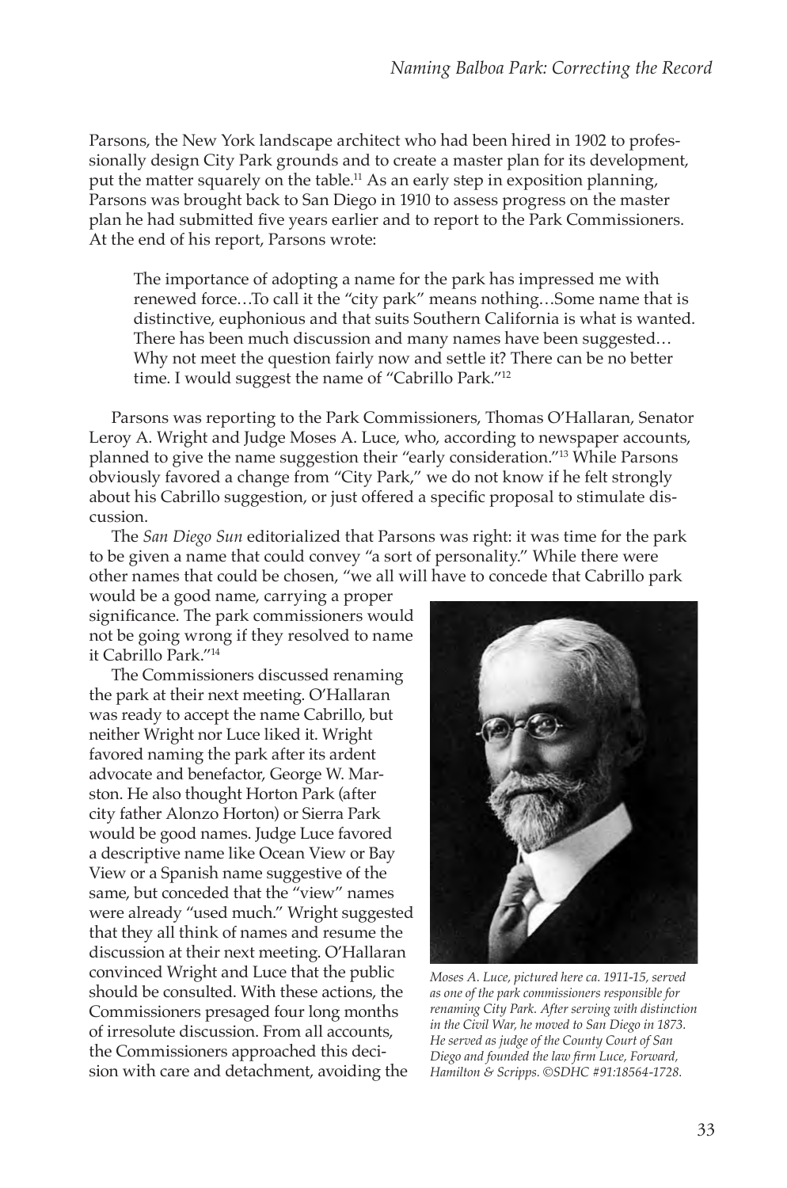Parsons, the New York landscape architect who had been hired in 1902 to professionally design City Park grounds and to create a master plan for its development, put the matter squarely on the table.[11] As an early step in exposition planning, Parsons was brought back to San Diego in 1910 to assess progress on the master plan he had submitted five years earlier and to report to the Park Commissioners. At the end of his report, Parsons wrote:

> The importance of adopting a name for the park has impressed me with renewed force…To call it the "city park" means nothing…Some name that is distinctive, euphonious and that suits Southern California is what is wanted. There has been much discussion and many names have been suggested… Why not meet the question fairly now and settle it? There can be no better time. I would suggest the name of "Cabrillo Park."[12]

Parsons was reporting to the Park Commissioners, Thomas O'Hallaran, Senator Leroy A. Wright and Judge Moses A. Luce, who, according to newspaper accounts, planned to give the name suggestion their "early consideration."[13] While Parsons obviously favored a change from "City Park," we do not know if he felt strongly about his Cabrillo suggestion, or just offered a specific proposal to stimulate discussion.

The *San Diego Sun* editorialized that Parsons was right: it was time for the park to be given a name that could convey "a sort of personality." While there were other names that could be chosen, "we all will have to concede that Cabrillo park would be a good name, carrying a proper significance. The park commissioners would not be going wrong if they resolved to name it Cabrillo Park."[14]

The Commissioners discussed renaming the park at their next meeting. O'Hallaran was ready to accept the name Cabrillo, but neither Wright nor Luce liked it. Wright favored naming the park after its ardent advocate and benefactor, George W. Marston. He also thought Horton Park (after city father Alonzo Horton) or Sierra Park would be good names. Judge Luce favored a descriptive name like Ocean View or Bay View or a Spanish name suggestive of the same, but conceded that the "view" names were already "used much." Wright suggested that they all think of names and resume the discussion at their next meeting. O'Hallaran convinced Wright and Luce that the public should be consulted. With these actions, the Commissioners presaged four long months of irresolute discussion. From all accounts, the Commissioners approached this decision with care and detachment, avoiding the

*Moses A. Luce, pictured here ca. 1911-15, served as one of the park commissioners responsible for renaming City Park. After serving with distinction in the Civil War, he moved to San Diego in 1873. He served as judge of the County Court of San Diego and founded the law firm Luce, Forward, Hamilton & Scripps. ©SDHC #91:18564-1728.*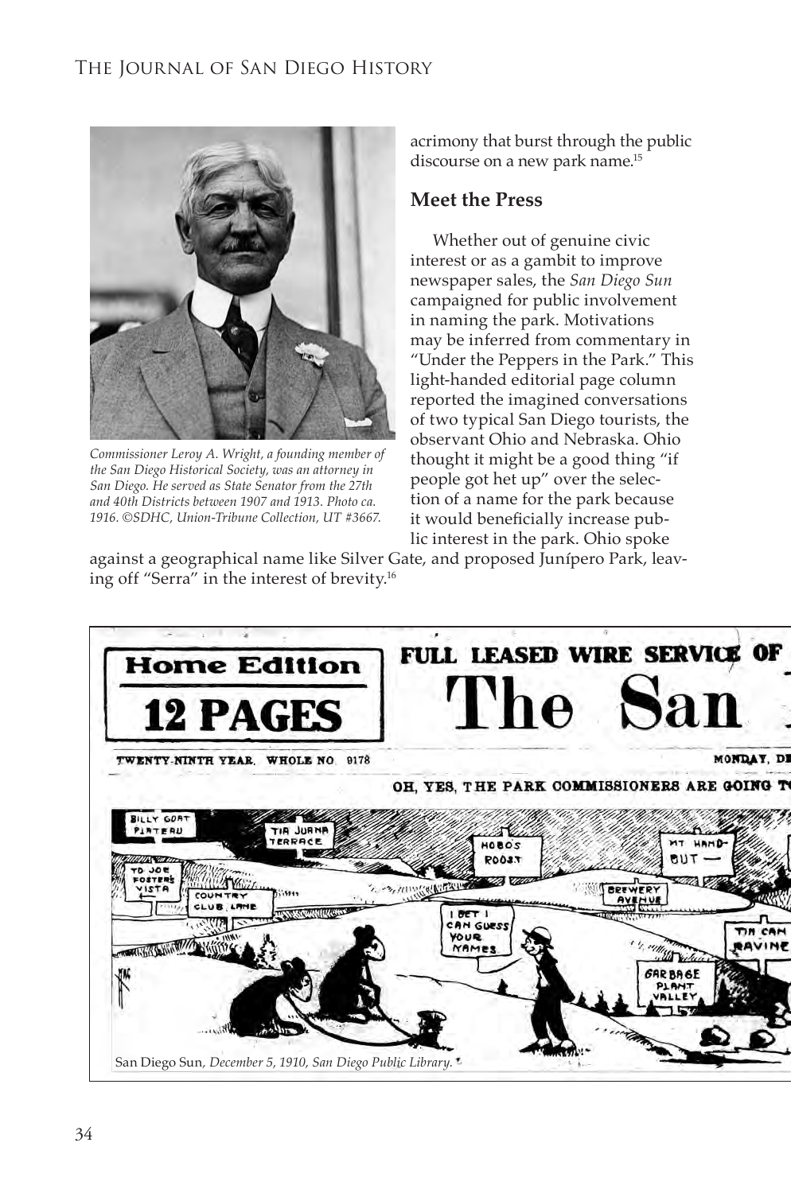Commissioner Leroy A. Wright, a founding member of the San Diego Historical Society, was an attorney in San Diego. He served as State Senator from the 27th and 40th Districts between 1907 and 1913. Photo ca. 1916. ©SDHC, Union-Tribune Collection, UT #3667.

acrimony that burst through the public discourse on a new park name.[15]

## Meet the Press

Whether out of genuine civic interest or as a gambit to improve newspaper sales, the *San Diego Sun* campaigned for public involvement in naming the park. Motivations may be inferred from commentary in "Under the Peppers in the Park." This light-handed editorial page column reported the imagined conversations of two typical San Diego tourists, the observant Ohio and Nebraska. Ohio thought it might be a good thing "if people got het up" over the selection of a name for the park because it would beneficially increase public interest in the park. Ohio spoke against a geographical name like Silver Gate, and proposed Junípero Park, leaving off "Serra" in the interest of brevity.[16]

San Diego Sun, *December 5, 1910, San Diego Public Library.*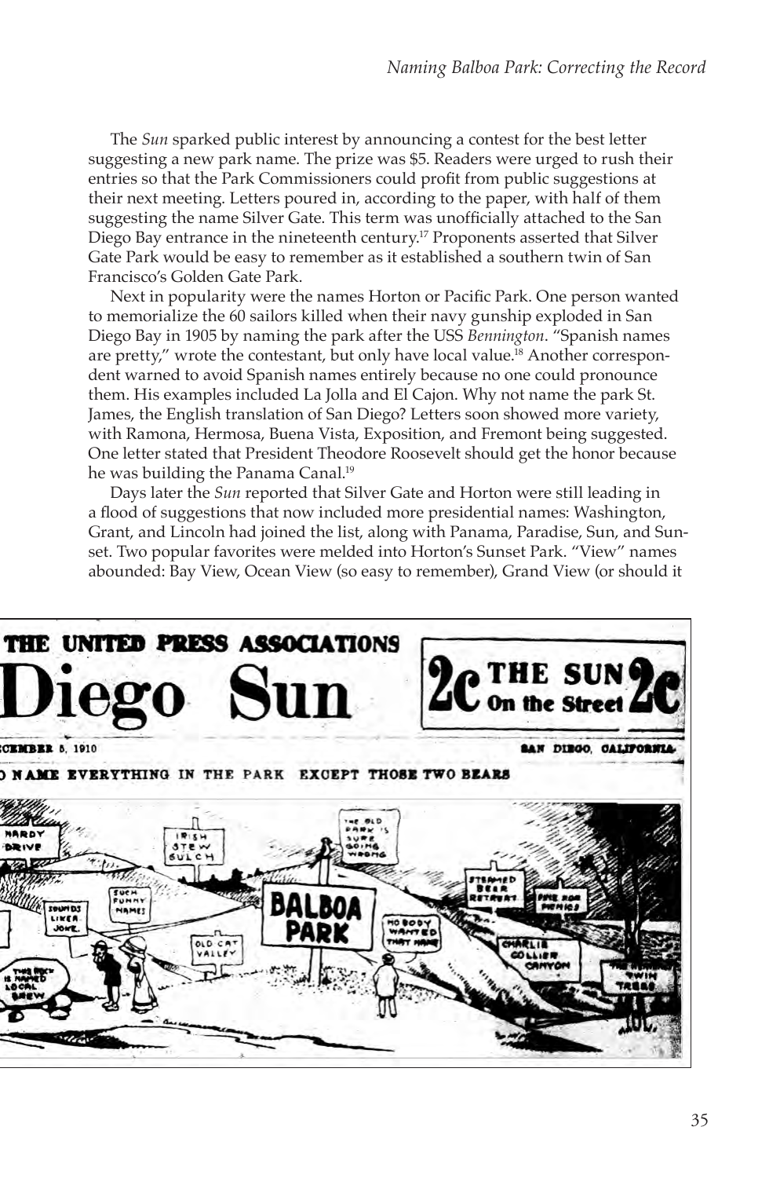The *Sun* sparked public interest by announcing a contest for the best letter suggesting a new park name. The prize was $5. Readers were urged to rush their entries so that the Park Commissioners could profit from public suggestions at their next meeting. Letters poured in, according to the paper, with half of them suggesting the name Silver Gate. This term was unofficially attached to the San Diego Bay entrance in the nineteenth century.[17] Proponents asserted that Silver Gate Park would be easy to remember as it established a southern twin of San Francisco's Golden Gate Park.

Next in popularity were the names Horton or Pacific Park. One person wanted to memorialize the 60 sailors killed when their navy gunship exploded in San Diego Bay in 1905 by naming the park after the USS *Bennington*. "Spanish names are pretty," wrote the contestant, but only have local value.[18] Another correspondent warned to avoid Spanish names entirely because no one could pronounce them. His examples included La Jolla and El Cajon. Why not name the park St. James, the English translation of San Diego? Letters soon showed more variety, with Ramona, Hermosa, Buena Vista, Exposition, and Fremont being suggested. One letter stated that President Theodore Roosevelt should get the honor because he was building the Panama Canal.[19]

Days later the *Sun* reported that Silver Gate and Horton were still leading in a flood of suggestions that now included more presidential names: Washington, Grant, and Lincoln had joined the list, along with Panama, Paradise, Sun, and Sunset. Two popular favorites were melded into Horton's Sunset Park. "View" names abounded: Bay View, Ocean View (so easy to remember), Grand View (or should it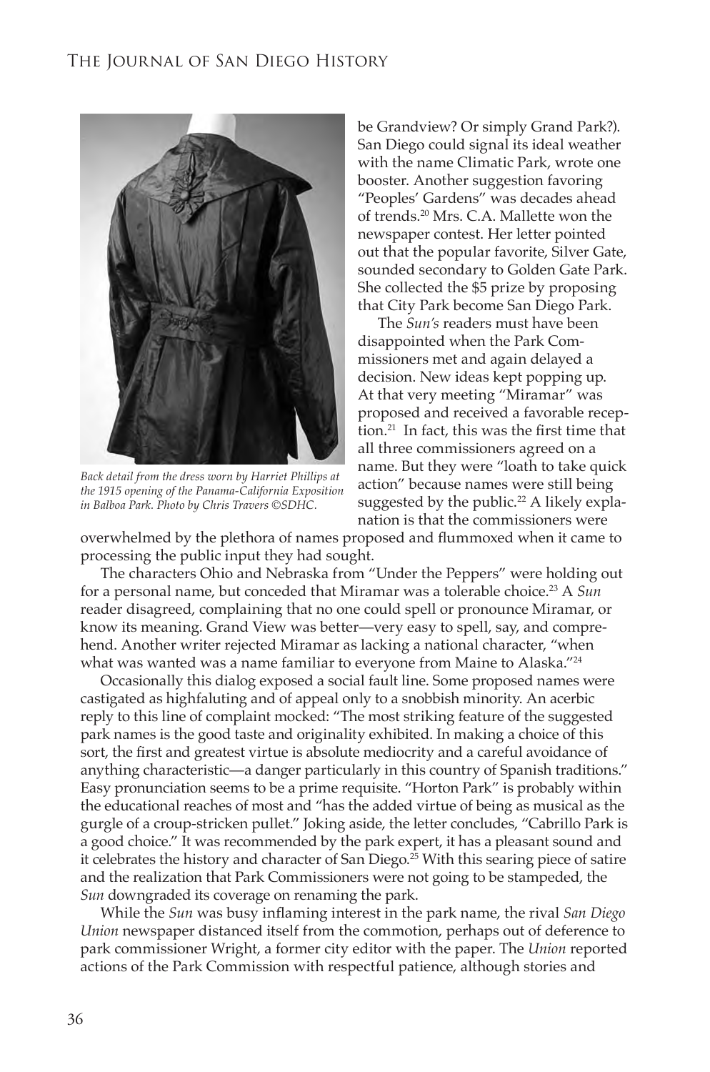be Grandview? Or simply Grand Park?). San Diego could signal its ideal weather with the name Climatic Park, wrote one booster. Another suggestion favoring "Peoples' Gardens" was decades ahead of trends.[20] Mrs. C.A. Mallette won the newspaper contest. Her letter pointed out that the popular favorite, Silver Gate, sounded secondary to Golden Gate Park. She collected the $5 prize by proposing that City Park become San Diego Park.

The *Sun's* readers must have been disappointed when the Park Commissioners met and again delayed a decision. New ideas kept popping up. At that very meeting "Miramar" was proposed and received a favorable reception.[21] In fact, this was the first time that all three commissioners agreed on a name. But they were "loath to take quick action" because names were still being suggested by the public.[22] A likely explanation is that the commissioners were overwhelmed by the plethora of names proposed and flummoxed when it came to processing the public input they had sought.

*Back detail from the dress worn by Harriet Phillips at the 1915 opening of the Panama-California Exposition in Balboa Park. Photo by Chris Travers ©SDHC.*

The characters Ohio and Nebraska from "Under the Peppers" were holding out for a personal name, but conceded that Miramar was a tolerable choice.[23] A *Sun* reader disagreed, complaining that no one could spell or pronounce Miramar, or know its meaning. Grand View was better—very easy to spell, say, and comprehend. Another writer rejected Miramar as lacking a national character, "when what was wanted was a name familiar to everyone from Maine to Alaska."[24]

Occasionally this dialog exposed a social fault line. Some proposed names were castigated as highfaluting and of appeal only to a snobbish minority. An acerbic reply to this line of complaint mocked: "The most striking feature of the suggested park names is the good taste and originality exhibited. In making a choice of this sort, the first and greatest virtue is absolute mediocrity and a careful avoidance of anything characteristic—a danger particularly in this country of Spanish traditions." Easy pronunciation seems to be a prime requisite. "Horton Park" is probably within the educational reaches of most and "has the added virtue of being as musical as the gurgle of a croup-stricken pullet." Joking aside, the letter concludes, "Cabrillo Park is a good choice." It was recommended by the park expert, it has a pleasant sound and it celebrates the history and character of San Diego.[25] With this searing piece of satire and the realization that Park Commissioners were not going to be stampeded, the *Sun* downgraded its coverage on renaming the park.

While the *Sun* was busy inflaming interest in the park name, the rival *San Diego Union* newspaper distanced itself from the commotion, perhaps out of deference to park commissioner Wright, a former city editor with the paper. The *Union* reported actions of the Park Commission with respectful patience, although stories and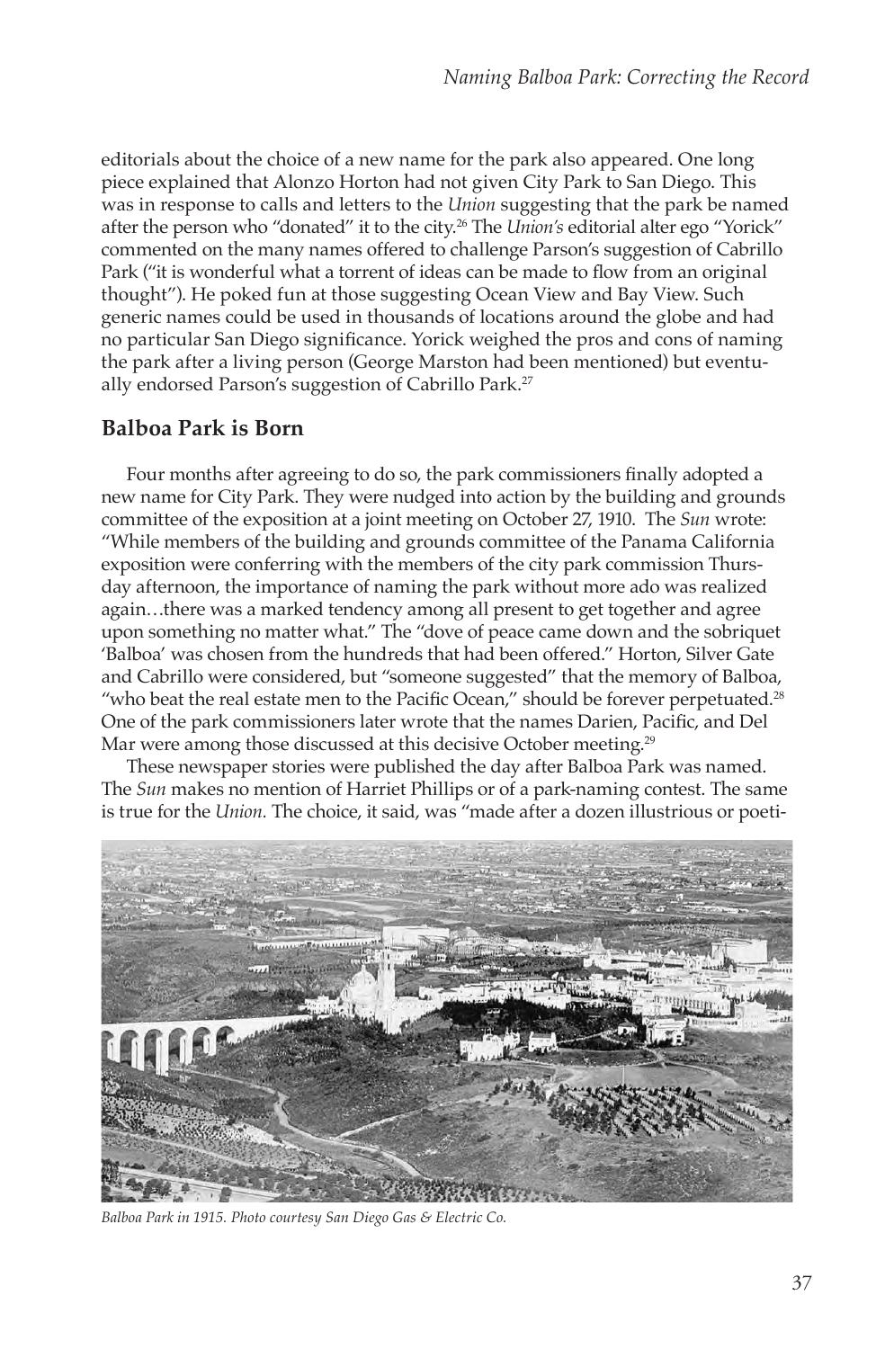editorials about the choice of a new name for the park also appeared. One long piece explained that Alonzo Horton had not given City Park to San Diego. This was in response to calls and letters to the *Union* suggesting that the park be named after the person who "donated" it to the city.[26] The *Union's* editorial alter ego "Yorick" commented on the many names offered to challenge Parson's suggestion of Cabrillo Park ("it is wonderful what a torrent of ideas can be made to flow from an original thought"). He poked fun at those suggesting Ocean View and Bay View. Such generic names could be used in thousands of locations around the globe and had no particular San Diego significance. Yorick weighed the pros and cons of naming the park after a living person (George Marston had been mentioned) but eventually endorsed Parson's suggestion of Cabrillo Park.[27]

## Balboa Park is Born

Four months after agreeing to do so, the park commissioners finally adopted a new name for City Park. They were nudged into action by the building and grounds committee of the exposition at a joint meeting on October 27, 1910. The *Sun* wrote: "While members of the building and grounds committee of the Panama California exposition were conferring with the members of the city park commission Thursday afternoon, the importance of naming the park without more ado was realized again…there was a marked tendency among all present to get together and agree upon something no matter what." The "dove of peace came down and the sobriquet 'Balboa' was chosen from the hundreds that had been offered." Horton, Silver Gate and Cabrillo were considered, but "someone suggested" that the memory of Balboa, "who beat the real estate men to the Pacific Ocean," should be forever perpetuated.[28] One of the park commissioners later wrote that the names Darien, Pacific, and Del Mar were among those discussed at this decisive October meeting.[29]

These newspaper stories were published the day after Balboa Park was named. The *Sun* makes no mention of Harriet Phillips or of a park-naming contest. The same is true for the *Union*. The choice, it said, was "made after a dozen illustrious or poeti-

*Balboa Park in 1915. Photo courtesy San Diego Gas & Electric Co.*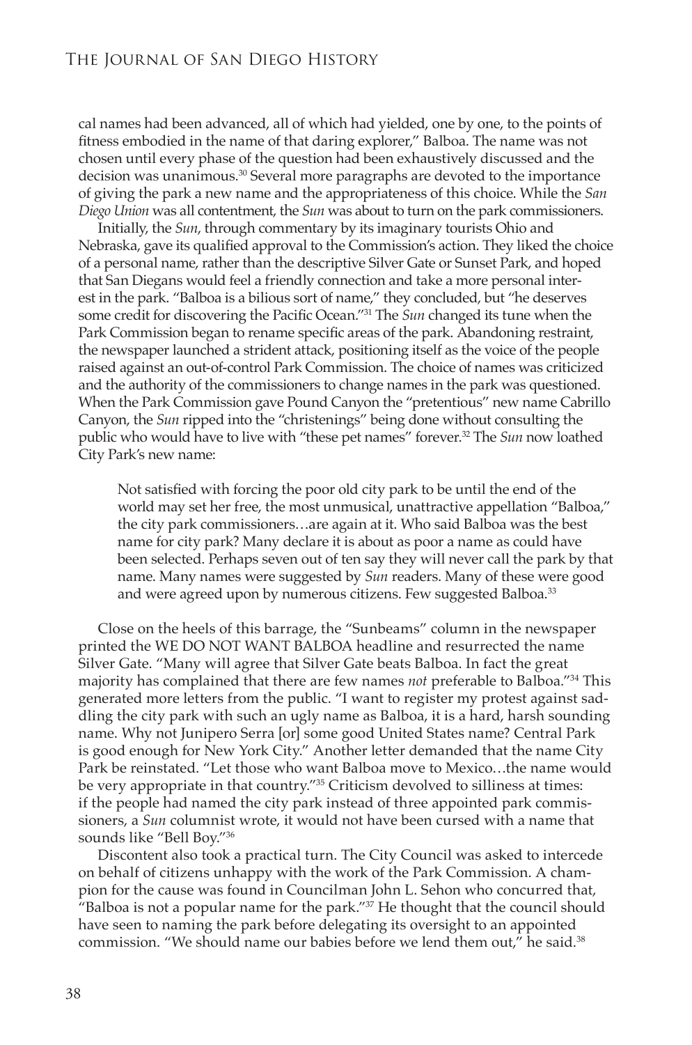cal names had been advanced, all of which had yielded, one by one, to the points of fitness embodied in the name of that daring explorer," Balboa. The name was not chosen until every phase of the question had been exhaustively discussed and the decision was unanimous.[30] Several more paragraphs are devoted to the importance of giving the park a new name and the appropriateness of this choice. While the *San Diego Union* was all contentment, the *Sun* was about to turn on the park commissioners.

Initially, the *Sun*, through commentary by its imaginary tourists Ohio and Nebraska, gave its qualified approval to the Commission's action. They liked the choice of a personal name, rather than the descriptive Silver Gate or Sunset Park, and hoped that San Diegans would feel a friendly connection and take a more personal interest in the park. "Balboa is a bilious sort of name," they concluded, but "he deserves some credit for discovering the Pacific Ocean."[31] The *Sun* changed its tune when the Park Commission began to rename specific areas of the park. Abandoning restraint, the newspaper launched a strident attack, positioning itself as the voice of the people raised against an out-of-control Park Commission. The choice of names was criticized and the authority of the commissioners to change names in the park was questioned. When the Park Commission gave Pound Canyon the "pretentious" new name Cabrillo Canyon, the *Sun* ripped into the "christenings" being done without consulting the public who would have to live with "these pet names" forever.[32] The *Sun* now loathed City Park's new name:

> Not satisfied with forcing the poor old city park to be until the end of the world may set her free, the most unmusical, unattractive appellation "Balboa," the city park commissioners…are again at it. Who said Balboa was the best name for city park? Many declare it is about as poor a name as could have been selected. Perhaps seven out of ten say they will never call the park by that name. Many names were suggested by *Sun* readers. Many of these were good and were agreed upon by numerous citizens. Few suggested Balboa.[33]

Close on the heels of this barrage, the "Sunbeams" column in the newspaper printed the WE DO NOT WANT BALBOA headline and resurrected the name Silver Gate. "Many will agree that Silver Gate beats Balboa. In fact the great majority has complained that there are few names *not* preferable to Balboa."[34] This generated more letters from the public. "I want to register my protest against saddling the city park with such an ugly name as Balboa, it is a hard, harsh sounding name. Why not Junipero Serra [or] some good United States name? Central Park is good enough for New York City." Another letter demanded that the name City Park be reinstated. "Let those who want Balboa move to Mexico…the name would be very appropriate in that country."[35] Criticism devolved to silliness at times: if the people had named the city park instead of three appointed park commissioners, a *Sun* columnist wrote, it would not have been cursed with a name that sounds like "Bell Boy."[36]

Discontent also took a practical turn. The City Council was asked to intercede on behalf of citizens unhappy with the work of the Park Commission. A champion for the cause was found in Councilman John L. Sehon who concurred that, "Balboa is not a popular name for the park."[37] He thought that the council should have seen to naming the park before delegating its oversight to an appointed commission. "We should name our babies before we lend them out," he said.[38]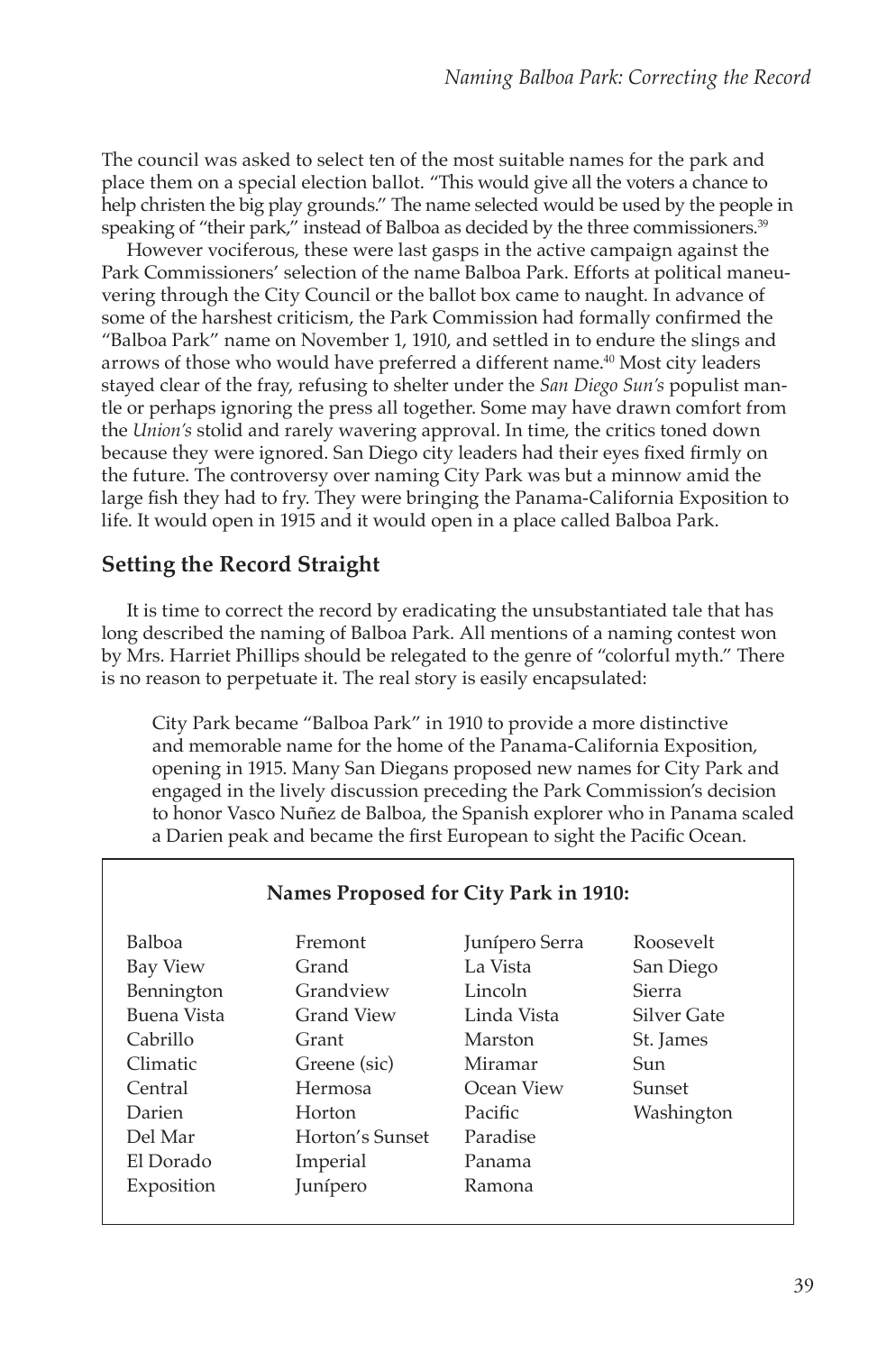The council was asked to select ten of the most suitable names for the park and place them on a special election ballot. "This would give all the voters a chance to help christen the big play grounds." The name selected would be used by the people in speaking of "their park," instead of Balboa as decided by the three commissioners.[39]

However vociferous, these were last gasps in the active campaign against the Park Commissioners' selection of the name Balboa Park. Efforts at political maneuvering through the City Council or the ballot box came to naught. In advance of some of the harshest criticism, the Park Commission had formally confirmed the "Balboa Park" name on November 1, 1910, and settled in to endure the slings and arrows of those who would have preferred a different name.[40] Most city leaders stayed clear of the fray, refusing to shelter under the *San Diego Sun's* populist mantle or perhaps ignoring the press all together. Some may have drawn comfort from the *Union's* stolid and rarely wavering approval. In time, the critics toned down because they were ignored. San Diego city leaders had their eyes fixed firmly on the future. The controversy over naming City Park was but a minnow amid the large fish they had to fry. They were bringing the Panama-California Exposition to life. It would open in 1915 and it would open in a place called Balboa Park.

## Setting the Record Straight

It is time to correct the record by eradicating the unsubstantiated tale that has long described the naming of Balboa Park. All mentions of a naming contest won by Mrs. Harriet Phillips should be relegated to the genre of "colorful myth." There is no reason to perpetuate it. The real story is easily encapsulated:

> City Park became "Balboa Park" in 1910 to provide a more distinctive and memorable name for the home of the Panama-California Exposition, opening in 1915. Many San Diegans proposed new names for City Park and engaged in the lively discussion preceding the Park Commission's decision to honor Vasco Nuñez de Balboa, the Spanish explorer who in Panama scaled a Darien peak and became the first European to sight the Pacific Ocean.

**Names Proposed for City Park in 1910:**

| | | | |
|---|---|---|---|
| Balboa | Fremont | Junípero Serra | Roosevelt |
| Bay View | Grand | La Vista | San Diego |
| Bennington | Grandview | Lincoln | Sierra |
| Buena Vista | Grand View | Linda Vista | Silver Gate |
| Cabrillo | Grant | Marston | St. James |
| Climatic | Greene (sic) | Miramar | Sun |
| Central | Hermosa | Ocean View | Sunset |
| Darien | Horton | Pacific | Washington |
| Del Mar | Horton's Sunset | Paradise | |
| El Dorado | Imperial | Panama | |
| Exposition | Junípero | Ramona | |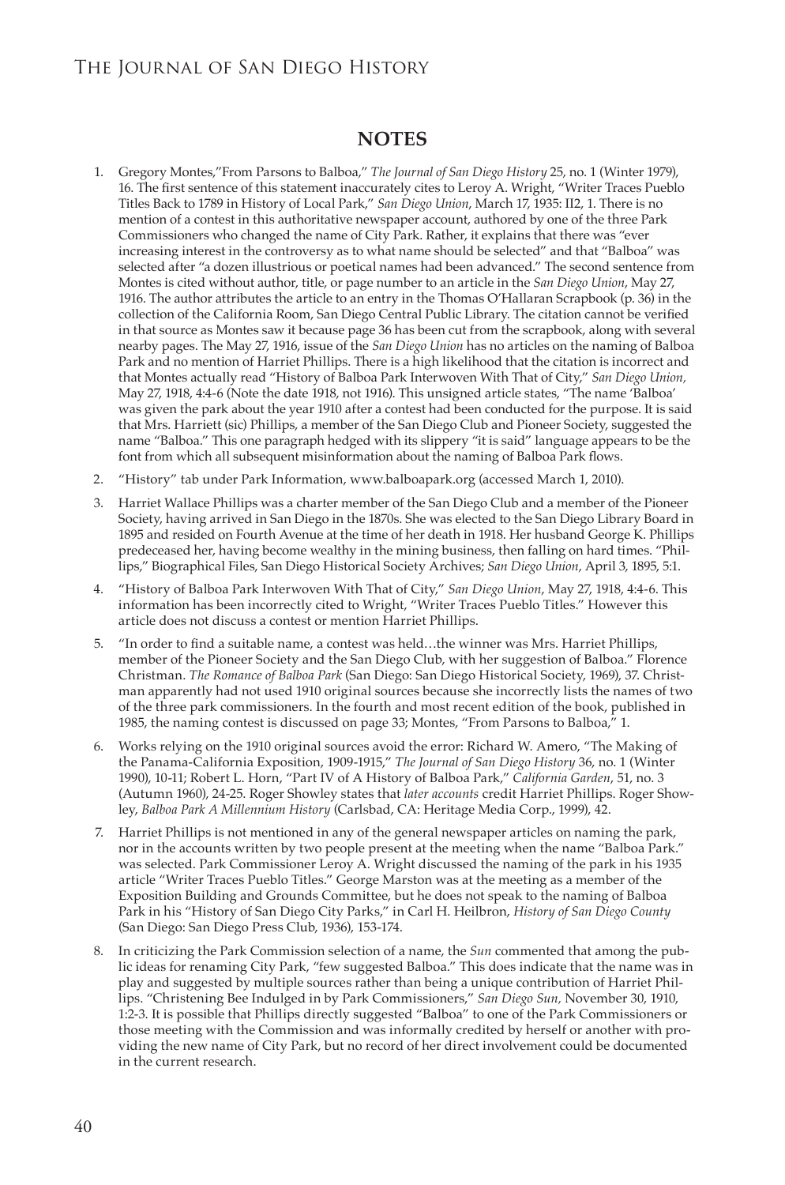## NOTES

1. Gregory Montes,"From Parsons to Balboa," *The Journal of San Diego History* 25, no. 1 (Winter 1979), 16. The first sentence of this statement inaccurately cites to Leroy A. Wright, "Writer Traces Pueblo Titles Back to 1789 in History of Local Park," *San Diego Union*, March 17, 1935: II2, 1. There is no mention of a contest in this authoritative newspaper account, authored by one of the three Park Commissioners who changed the name of City Park. Rather, it explains that there was "ever increasing interest in the controversy as to what name should be selected" and that "Balboa" was selected after "a dozen illustrious or poetical names had been advanced." The second sentence from Montes is cited without author, title, or page number to an article in the *San Diego Union*, May 27, 1916. The author attributes the article to an entry in the Thomas O'Hallaran Scrapbook (p. 36) in the collection of the California Room, San Diego Central Public Library. The citation cannot be verified in that source as Montes saw it because page 36 has been cut from the scrapbook, along with several nearby pages. The May 27, 1916, issue of the *San Diego Union* has no articles on the naming of Balboa Park and no mention of Harriet Phillips. There is a high likelihood that the citation is incorrect and that Montes actually read "History of Balboa Park Interwoven With That of City," *San Diego Union,* May 27, 1918, 4:4-6 (Note the date 1918, not 1916). This unsigned article states, "The name 'Balboa' was given the park about the year 1910 after a contest had been conducted for the purpose. It is said that Mrs. Harriett (sic) Phillips, a member of the San Diego Club and Pioneer Society, suggested the name "Balboa." This one paragraph hedged with its slippery "it is said" language appears to be the font from which all subsequent misinformation about the naming of Balboa Park flows.
2. "History" tab under Park Information, www.balboapark.org (accessed March 1, 2010).
3. Harriet Wallace Phillips was a charter member of the San Diego Club and a member of the Pioneer Society, having arrived in San Diego in the 1870s. She was elected to the San Diego Library Board in 1895 and resided on Fourth Avenue at the time of her death in 1918. Her husband George K. Phillips predeceased her, having become wealthy in the mining business, then falling on hard times. "Phillips," Biographical Files, San Diego Historical Society Archives; *San Diego Union*, April 3, 1895, 5:1.
4. "History of Balboa Park Interwoven With That of City," *San Diego Union*, May 27, 1918, 4:4-6. This information has been incorrectly cited to Wright, "Writer Traces Pueblo Titles." However this article does not discuss a contest or mention Harriet Phillips.
5. "In order to find a suitable name, a contest was held…the winner was Mrs. Harriet Phillips, member of the Pioneer Society and the San Diego Club, with her suggestion of Balboa." Florence Christman. *The Romance of Balboa Park* (San Diego: San Diego Historical Society, 1969), 37. Christman apparently had not used 1910 original sources because she incorrectly lists the names of two of the three park commissioners. In the fourth and most recent edition of the book, published in 1985, the naming contest is discussed on page 33; Montes, "From Parsons to Balboa," 1.
6. Works relying on the 1910 original sources avoid the error: Richard W. Amero, "The Making of the Panama-California Exposition, 1909-1915," *The Journal of San Diego History* 36, no. 1 (Winter 1990), 10-11; Robert L. Horn, "Part IV of A History of Balboa Park," *California Garden*, 51, no. 3 (Autumn 1960), 24-25. Roger Showley states that *later accounts* credit Harriet Phillips. Roger Showley, *Balboa Park A Millennium History* (Carlsbad, CA: Heritage Media Corp., 1999), 42.
7. Harriet Phillips is not mentioned in any of the general newspaper articles on naming the park, nor in the accounts written by two people present at the meeting when the name "Balboa Park." was selected. Park Commissioner Leroy A. Wright discussed the naming of the park in his 1935 article "Writer Traces Pueblo Titles." George Marston was at the meeting as a member of the Exposition Building and Grounds Committee, but he does not speak to the naming of Balboa Park in his "History of San Diego City Parks," in Carl H. Heilbron, *History of San Diego County* (San Diego: San Diego Press Club, 1936), 153-174.
8. In criticizing the Park Commission selection of a name, the *Sun* commented that among the public ideas for renaming City Park, "few suggested Balboa." This does indicate that the name was in play and suggested by multiple sources rather than being a unique contribution of Harriet Phillips. "Christening Bee Indulged in by Park Commissioners," *San Diego Sun,* November 30, 1910, 1:2-3. It is possible that Phillips directly suggested "Balboa" to one of the Park Commissioners or those meeting with the Commission and was informally credited by herself or another with providing the new name of City Park, but no record of her direct involvement could be documented in the current research.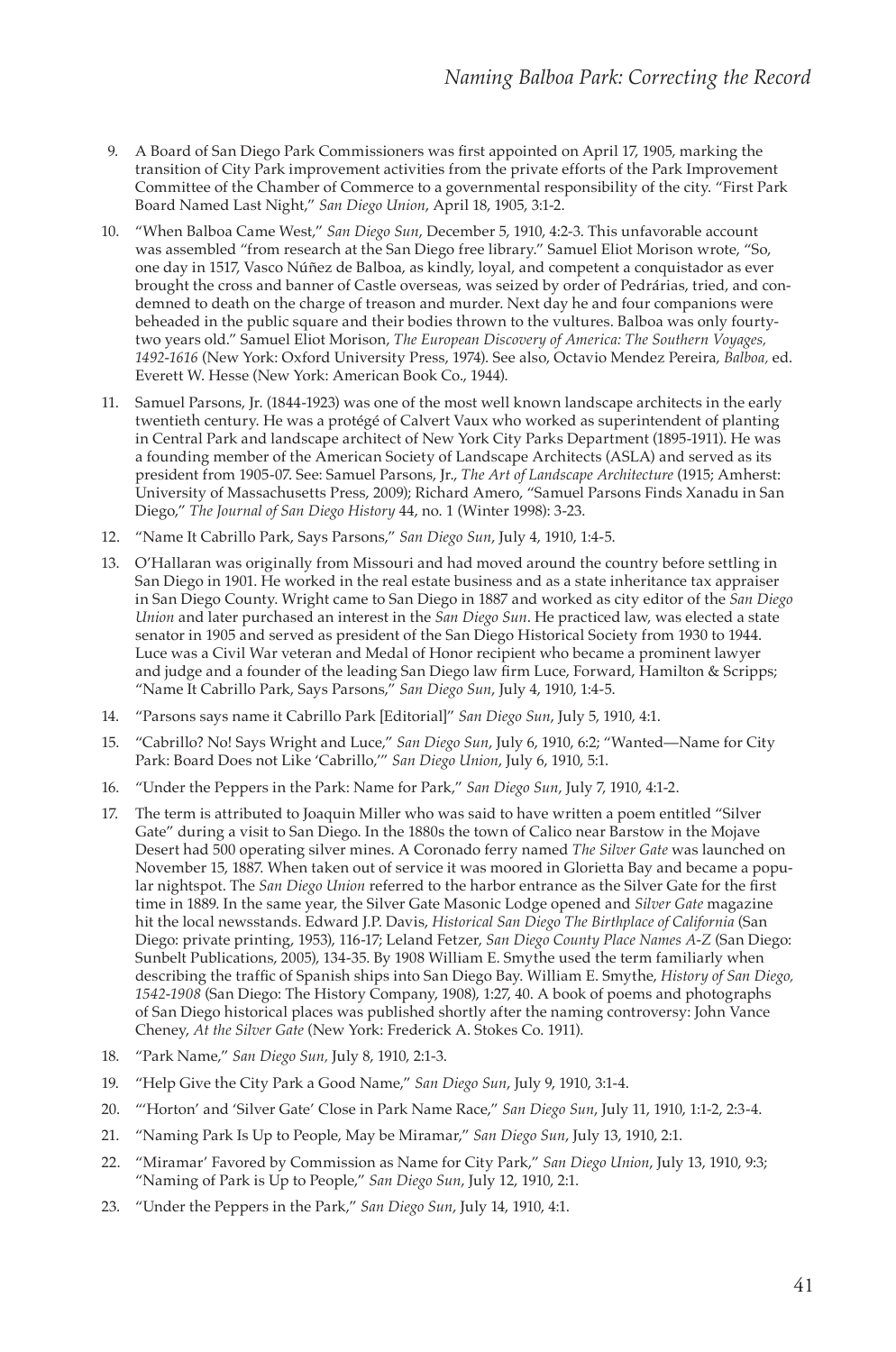9. A Board of San Diego Park Commissioners was first appointed on April 17, 1905, marking the transition of City Park improvement activities from the private efforts of the Park Improvement Committee of the Chamber of Commerce to a governmental responsibility of the city. "First Park Board Named Last Night," *San Diego Union*, April 18, 1905, 3:1-2.

10. "When Balboa Came West," *San Diego Sun*, December 5, 1910, 4:2-3. This unfavorable account was assembled "from research at the San Diego free library." Samuel Eliot Morison wrote, "So, one day in 1517, Vasco Núñez de Balboa, as kindly, loyal, and competent a conquistador as ever brought the cross and banner of Castle overseas, was seized by order of Pedrárias, tried, and condemned to death on the charge of treason and murder. Next day he and four companions were beheaded in the public square and their bodies thrown to the vultures. Balboa was only fourty-two years old." Samuel Eliot Morison, *The European Discovery of America: The Southern Voyages, 1492-1616* (New York: Oxford University Press, 1974). See also, Octavio Mendez Pereira, *Balboa,* ed. Everett W. Hesse (New York: American Book Co., 1944).

11. Samuel Parsons, Jr. (1844-1923) was one of the most well known landscape architects in the early twentieth century. He was a protégé of Calvert Vaux who worked as superintendent of planting in Central Park and landscape architect of New York City Parks Department (1895-1911). He was a founding member of the American Society of Landscape Architects (ASLA) and served as its president from 1905-07. See: Samuel Parsons, Jr., *The Art of Landscape Architecture* (1915; Amherst: University of Massachusetts Press, 2009); Richard Amero, "Samuel Parsons Finds Xanadu in San Diego," *The Journal of San Diego History* 44, no. 1 (Winter 1998): 3-23.

12. "Name It Cabrillo Park, Says Parsons," *San Diego Sun*, July 4, 1910, 1:4-5.

13. O'Hallaran was originally from Missouri and had moved around the country before settling in San Diego in 1901. He worked in the real estate business and as a state inheritance tax appraiser in San Diego County. Wright came to San Diego in 1887 and worked as city editor of the *San Diego Union* and later purchased an interest in the *San Diego Sun*. He practiced law, was elected a state senator in 1905 and served as president of the San Diego Historical Society from 1930 to 1944. Luce was a Civil War veteran and Medal of Honor recipient who became a prominent lawyer and judge and a founder of the leading San Diego law firm Luce, Forward, Hamilton & Scripps; "Name It Cabrillo Park, Says Parsons," *San Diego Sun*, July 4, 1910, 1:4-5.

14. "Parsons says name it Cabrillo Park [Editorial]" *San Diego Sun*, July 5, 1910, 4:1.

15. "Cabrillo? No! Says Wright and Luce," *San Diego Sun*, July 6, 1910, 6:2; "Wanted—Name for City Park: Board Does not Like 'Cabrillo,'" *San Diego Union*, July 6, 1910, 5:1.

16. "Under the Peppers in the Park: Name for Park," *San Diego Sun*, July 7, 1910, 4:1-2.

17. The term is attributed to Joaquin Miller who was said to have written a poem entitled "Silver Gate" during a visit to San Diego. In the 1880s the town of Calico near Barstow in the Mojave Desert had 500 operating silver mines. A Coronado ferry named *The Silver Gate* was launched on November 15, 1887. When taken out of service it was moored in Glorietta Bay and became a popular nightspot. The *San Diego Union* referred to the harbor entrance as the Silver Gate for the first time in 1889. In the same year, the Silver Gate Masonic Lodge opened and *Silver Gate* magazine hit the local newsstands. Edward J.P. Davis, *Historical San Diego The Birthplace of California* (San Diego: private printing, 1953), 116-17; Leland Fetzer, *San Diego County Place Names A-Z* (San Diego: Sunbelt Publications, 2005), 134-35. By 1908 William E. Smythe used the term familiarly when describing the traffic of Spanish ships into San Diego Bay. William E. Smythe, *History of San Diego, 1542-1908* (San Diego: The History Company, 1908), 1:27, 40. A book of poems and photographs of San Diego historical places was published shortly after the naming controversy: John Vance Cheney, *At the Silver Gate* (New York: Frederick A. Stokes Co. 1911).

18. "Park Name," *San Diego Sun,* July 8, 1910, 2:1-3.

19. "Help Give the City Park a Good Name," *San Diego Sun*, July 9, 1910, 3:1-4.

20. "'Horton' and 'Silver Gate' Close in Park Name Race," *San Diego Sun*, July 11, 1910, 1:1-2, 2:3-4.

21. "Naming Park Is Up to People, May be Miramar," *San Diego Sun*, July 13, 1910, 2:1.

22. "Miramar' Favored by Commission as Name for City Park," *San Diego Union*, July 13, 1910, 9:3; "Naming of Park is Up to People," *San Diego Sun*, July 12, 1910, 2:1.

23. "Under the Peppers in the Park," *San Diego Sun*, July 14, 1910, 4:1.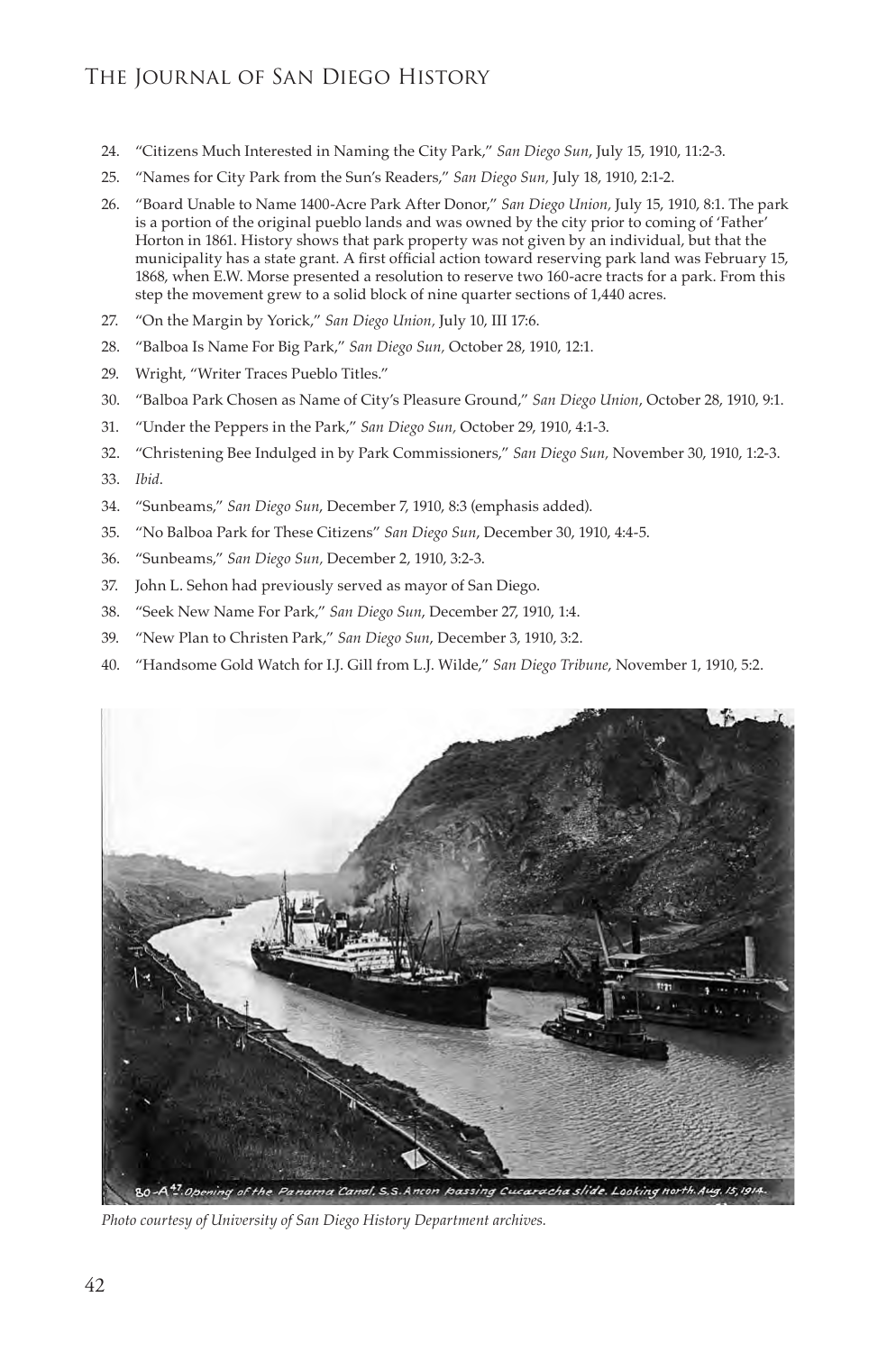24. "Citizens Much Interested in Naming the City Park," *San Diego Sun*, July 15, 1910, 11:2-3.
25. "Names for City Park from the Sun's Readers," *San Diego Sun,* July 18, 1910, 2:1-2.
26. "Board Unable to Name 1400-Acre Park After Donor," *San Diego Union,* July 15, 1910, 8:1. The park is a portion of the original pueblo lands and was owned by the city prior to coming of 'Father' Horton in 1861. History shows that park property was not given by an individual, but that the municipality has a state grant. A first official action toward reserving park land was February 15, 1868, when E.W. Morse presented a resolution to reserve two 160-acre tracts for a park. From this step the movement grew to a solid block of nine quarter sections of 1,440 acres.
27. "On the Margin by Yorick," *San Diego Union,* July 10, III 17:6.
28. "Balboa Is Name For Big Park," *San Diego Sun,* October 28, 1910, 12:1.
29. Wright, "Writer Traces Pueblo Titles."
30. "Balboa Park Chosen as Name of City's Pleasure Ground," *San Diego Union*, October 28, 1910, 9:1.
31. "Under the Peppers in the Park," *San Diego Sun,* October 29, 1910, 4:1-3.
32. "Christening Bee Indulged in by Park Commissioners," *San Diego Sun,* November 30, 1910, 1:2-3.
33. *Ibid*.
34. "Sunbeams," *San Diego Sun*, December 7, 1910, 8:3 (emphasis added).
35. "No Balboa Park for These Citizens" *San Diego Sun*, December 30, 1910, 4:4-5.
36. "Sunbeams," *San Diego Sun,* December 2, 1910, 3:2-3.
37. John L. Sehon had previously served as mayor of San Diego.
38. "Seek New Name For Park," *San Diego Sun*, December 27, 1910, 1:4.
39. "New Plan to Christen Park," *San Diego Sun*, December 3, 1910, 3:2.
40. "Handsome Gold Watch for I.J. Gill from L.J. Wilde," *San Diego Tribune*, November 1, 1910, 5:2.

80-A 47. Opening of the Panama Canal. S.S. Ancon passing Cucaracha slide. Looking North. Aug. 15, 1914.

*Photo courtesy of University of San Diego History Department archives.*